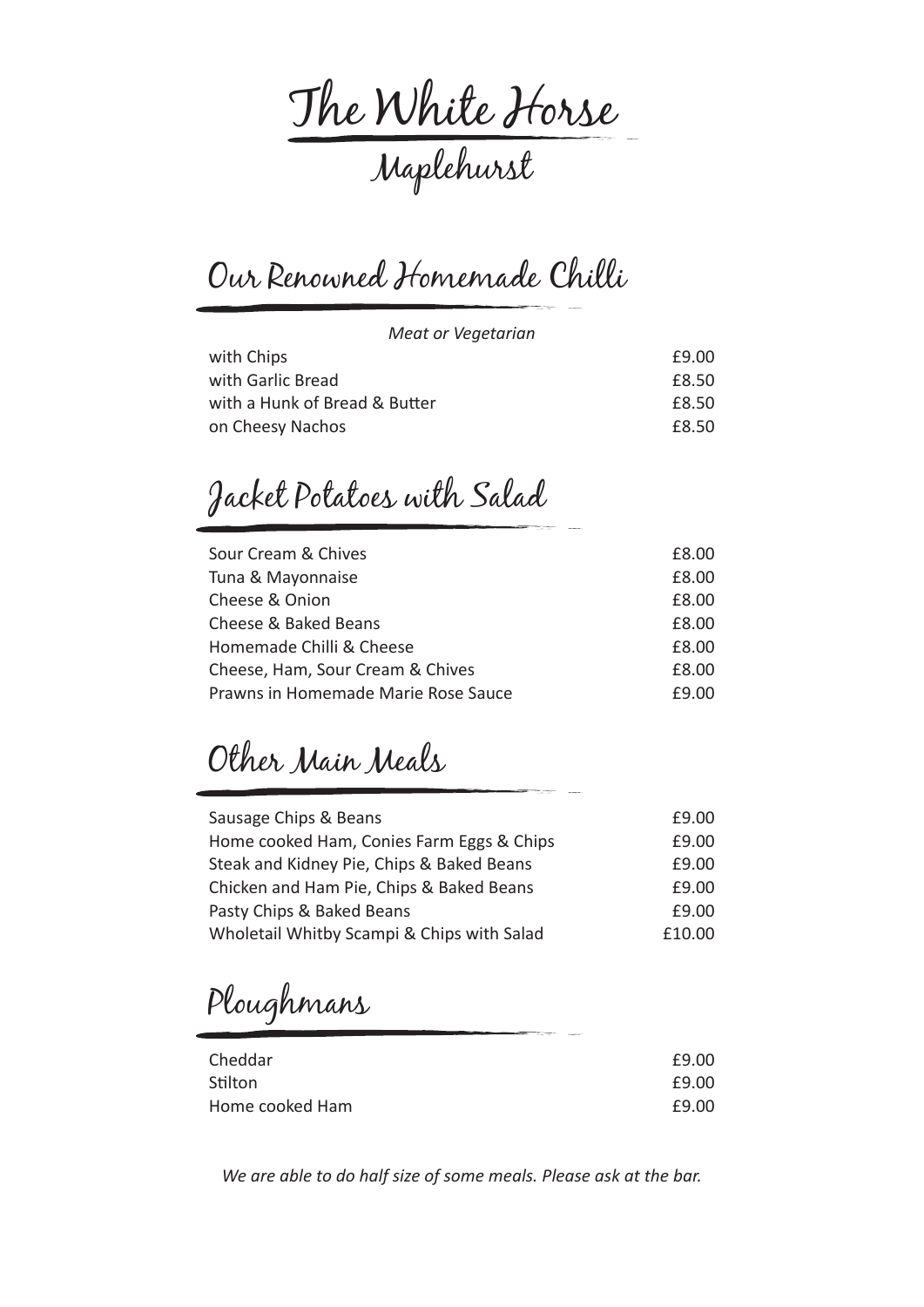# The White Horse

## Maplehurst

## Our Renowned Homemade Chilli

*Meat or Vegetarian*

| | |
|---|---|
| with Chips | £9.00 |
| with Garlic Bread | £8.50 |
| with a Hunk of Bread & Butter | £8.50 |
| on Cheesy Nachos | £8.50 |

## Jacket Potatoes with Salad

| | |
|---|---|
| Sour Cream & Chives | £8.00 |
| Tuna & Mayonnaise | £8.00 |
| Cheese & Onion | £8.00 |
| Cheese & Baked Beans | £8.00 |
| Homemade Chilli & Cheese | £8.00 |
| Cheese, Ham, Sour Cream & Chives | £8.00 |
| Prawns in Homemade Marie Rose Sauce | £9.00 |

## Other Main Meals

| | |
|---|---|
| Sausage Chips & Beans | £9.00 |
| Home cooked Ham, Conies Farm Eggs & Chips | £9.00 |
| Steak and Kidney Pie, Chips & Baked Beans | £9.00 |
| Chicken and Ham Pie, Chips & Baked Beans | £9.00 |
| Pasty Chips & Baked Beans | £9.00 |
| Wholetail Whitby Scampi & Chips with Salad | £10.00 |

## Ploughmans

| | |
|---|---|
| Cheddar | £9.00 |
| Stilton | £9.00 |
| Home cooked Ham | £9.00 |

*We are able to do half size of some meals. Please ask at the bar.*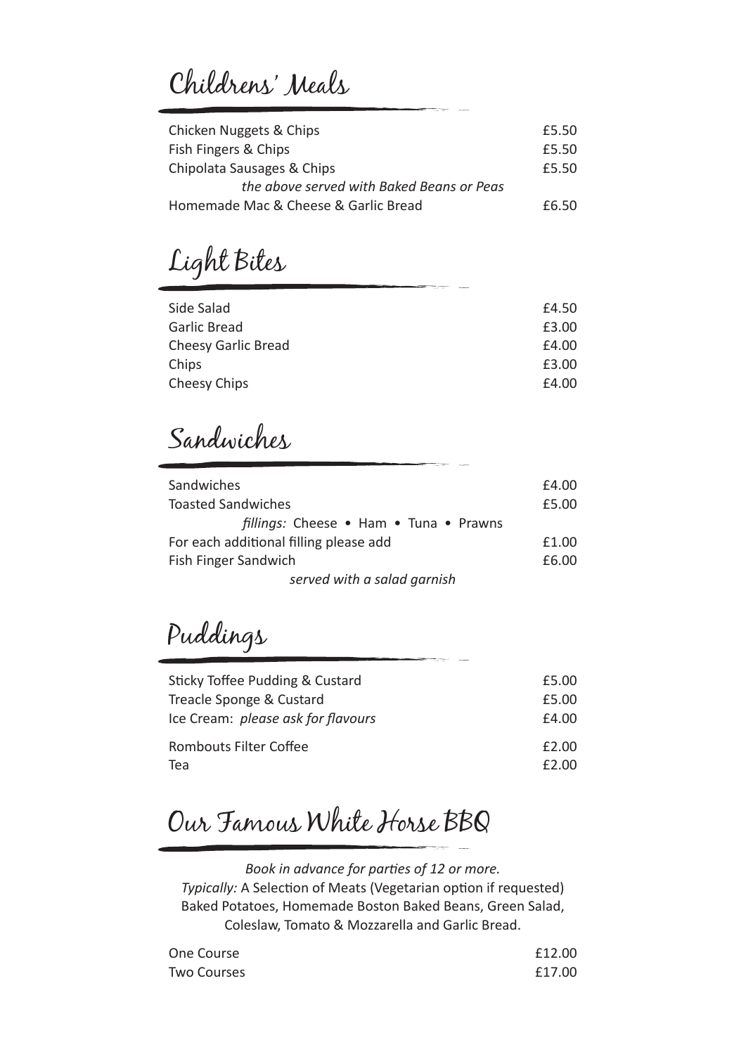## Childrens' Meals

| | |
|---|---|
| Chicken Nuggets & Chips | £5.50 |
| Fish Fingers & Chips | £5.50 |
| Chipolata Sausages & Chips | £5.50 |
| *the above served with Baked Beans or Peas* | |
| Homemade Mac & Cheese & Garlic Bread | £6.50 |

## Light Bites

| | |
|---|---|
| Side Salad | £4.50 |
| Garlic Bread | £3.00 |
| Cheesy Garlic Bread | £4.00 |
| Chips | £3.00 |
| Cheesy Chips | £4.00 |

## Sandwiches

| | |
|---|---|
| Sandwiches | £4.00 |
| Toasted Sandwiches | £5.00 |
| *fillings:* Cheese • Ham • Tuna • Prawns | |
| For each additional filling please add | £1.00 |
| Fish Finger Sandwich | £6.00 |
| *served with a salad garnish* | |

## Puddings

| | |
|---|---|
| Sticky Toffee Pudding & Custard | £5.00 |
| Treacle Sponge & Custard | £5.00 |
| Ice Cream: *please ask for flavours* | £4.00 |
| Rombouts Filter Coffee | £2.00 |
| Tea | £2.00 |

## Our Famous White Horse BBQ

*Book in advance for parties of 12 or more.*
*Typically:* A Selection of Meats (Vegetarian option if requested) Baked Potatoes, Homemade Boston Baked Beans, Green Salad, Coleslaw, Tomato & Mozzarella and Garlic Bread.

| | |
|---|---|
| One Course | £12.00 |
| Two Courses | £17.00 |